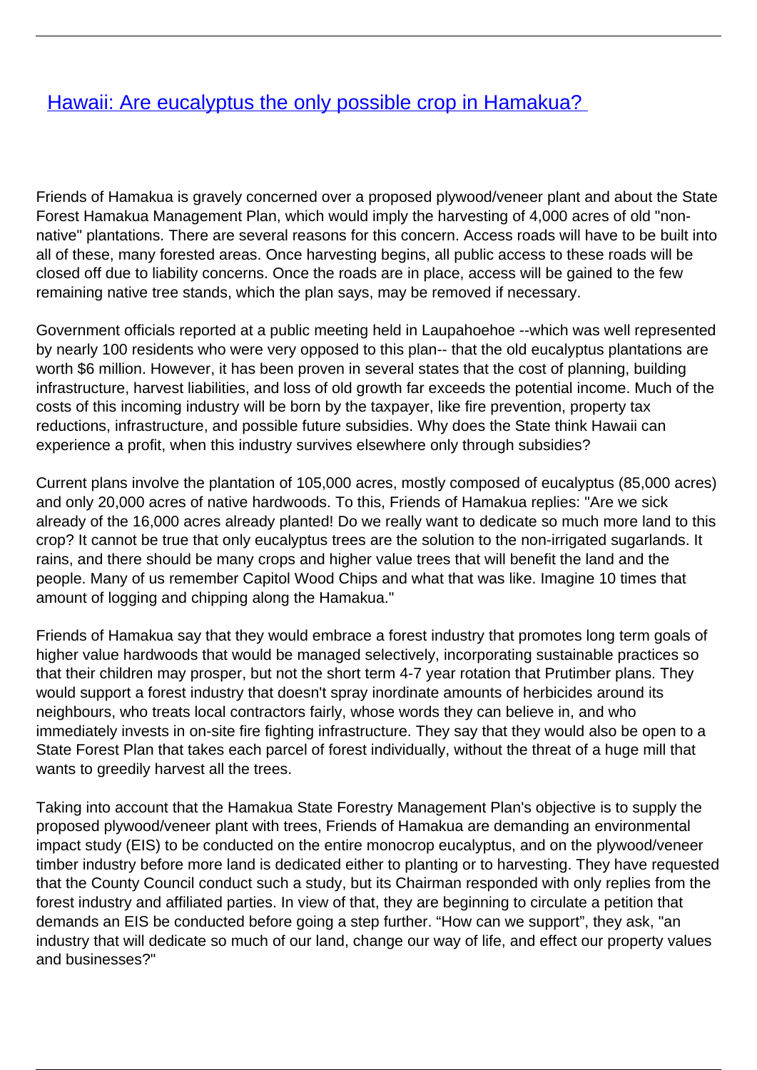# [Hawaii: Are eucalyptus the only possible crop in Hamakua?](#)

Friends of Hamakua is gravely concerned over a proposed plywood/veneer plant and about the State Forest Hamakua Management Plan, which would imply the harvesting of 4,000 acres of old "non-native" plantations. There are several reasons for this concern. Access roads will have to be built into all of these, many forested areas. Once harvesting begins, all public access to these roads will be closed off due to liability concerns. Once the roads are in place, access will be gained to the few remaining native tree stands, which the plan says, may be removed if necessary.

Government officials reported at a public meeting held in Laupahoehoe --which was well represented by nearly 100 residents who were very opposed to this plan-- that the old eucalyptus plantations are worth $6 million. However, it has been proven in several states that the cost of planning, building infrastructure, harvest liabilities, and loss of old growth far exceeds the potential income. Much of the costs of this incoming industry will be born by the taxpayer, like fire prevention, property tax reductions, infrastructure, and possible future subsidies. Why does the State think Hawaii can experience a profit, when this industry survives elsewhere only through subsidies?

Current plans involve the plantation of 105,000 acres, mostly composed of eucalyptus (85,000 acres) and only 20,000 acres of native hardwoods. To this, Friends of Hamakua replies: "Are we sick already of the 16,000 acres already planted! Do we really want to dedicate so much more land to this crop? It cannot be true that only eucalyptus trees are the solution to the non-irrigated sugarlands. It rains, and there should be many crops and higher value trees that will benefit the land and the people. Many of us remember Capitol Wood Chips and what that was like. Imagine 10 times that amount of logging and chipping along the Hamakua."

Friends of Hamakua say that they would embrace a forest industry that promotes long term goals of higher value hardwoods that would be managed selectively, incorporating sustainable practices so that their children may prosper, but not the short term 4-7 year rotation that Prutimber plans. They would support a forest industry that doesn't spray inordinate amounts of herbicides around its neighbours, who treats local contractors fairly, whose words they can believe in, and who immediately invests in on-site fire fighting infrastructure. They say that they would also be open to a State Forest Plan that takes each parcel of forest individually, without the threat of a huge mill that wants to greedily harvest all the trees.

Taking into account that the Hamakua State Forestry Management Plan's objective is to supply the proposed plywood/veneer plant with trees, Friends of Hamakua are demanding an environmental impact study (EIS) to be conducted on the entire monocrop eucalyptus, and on the plywood/veneer timber industry before more land is dedicated either to planting or to harvesting. They have requested that the County Council conduct such a study, but its Chairman responded with only replies from the forest industry and affiliated parties. In view of that, they are beginning to circulate a petition that demands an EIS be conducted before going a step further. “How can we support”, they ask, "an industry that will dedicate so much of our land, change our way of life, and effect our property values and businesses?"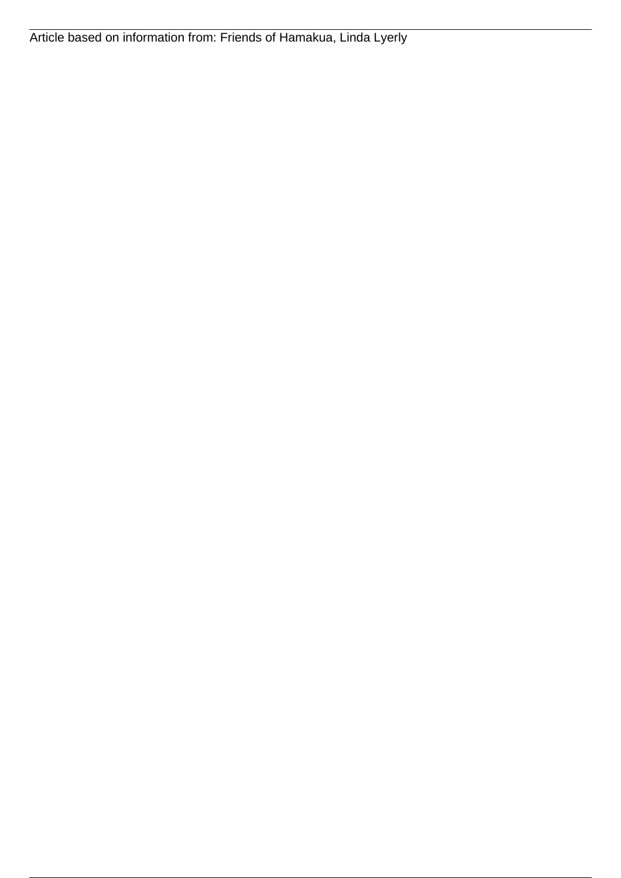Article based on information from: Friends of Hamakua, Linda Lyerly